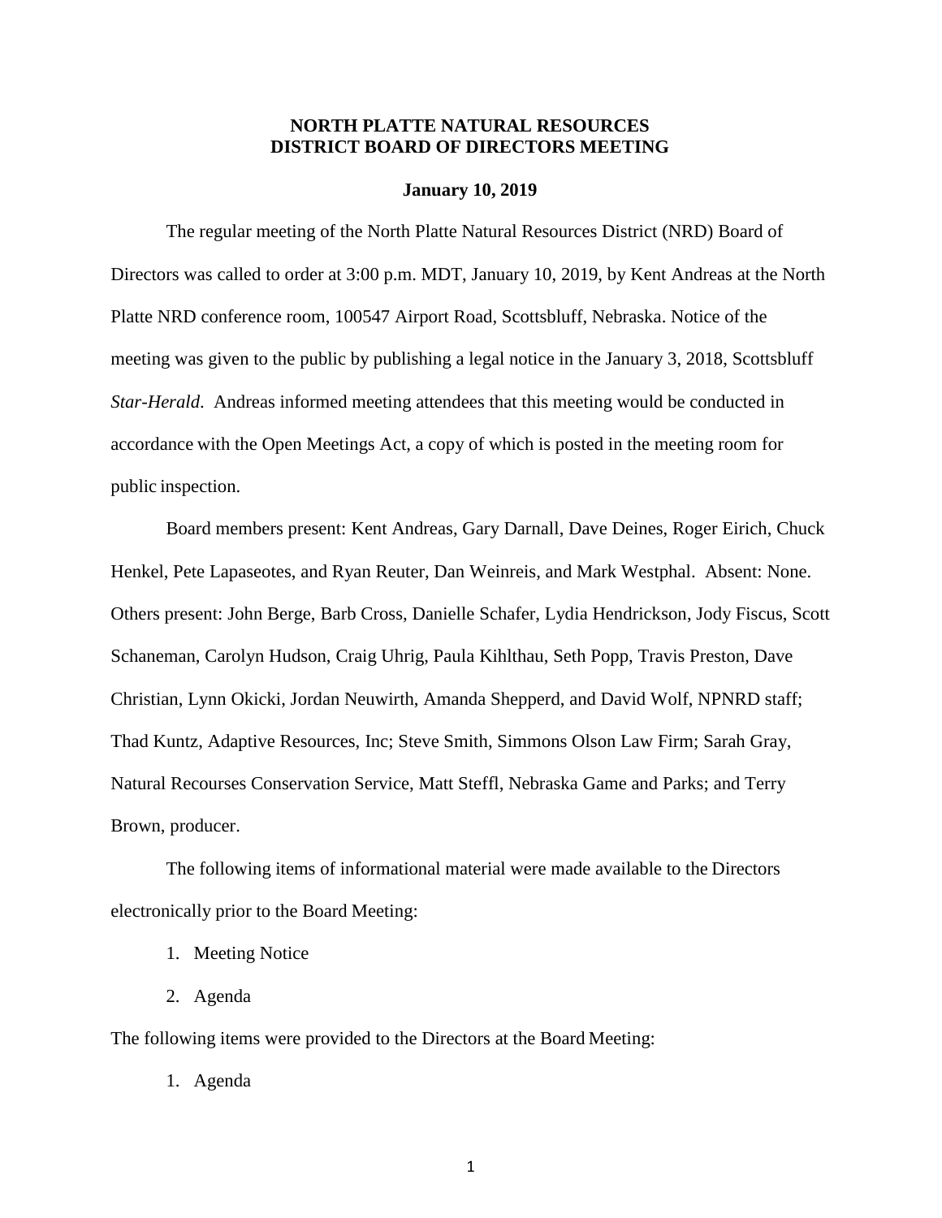# NORTH PLATTE NATURAL RESOURCES DISTRICT BOARD OF DIRECTORS MEETING

**January 10, 2019**

The regular meeting of the North Platte Natural Resources District (NRD) Board of Directors was called to order at 3:00 p.m. MDT, January 10, 2019, by Kent Andreas at the North Platte NRD conference room, 100547 Airport Road, Scottsbluff, Nebraska. Notice of the meeting was given to the public by publishing a legal notice in the January 3, 2018, Scottsbluff *Star-Herald*. Andreas informed meeting attendees that this meeting would be conducted in accordance with the Open Meetings Act, a copy of which is posted in the meeting room for public inspection.

Board members present: Kent Andreas, Gary Darnall, Dave Deines, Roger Eirich, Chuck Henkel, Pete Lapaseotes, and Ryan Reuter, Dan Weinreis, and Mark Westphal. Absent: None. Others present: John Berge, Barb Cross, Danielle Schafer, Lydia Hendrickson, Jody Fiscus, Scott Schaneman, Carolyn Hudson, Craig Uhrig, Paula Kihlthau, Seth Popp, Travis Preston, Dave Christian, Lynn Okicki, Jordan Neuwirth, Amanda Shepperd, and David Wolf, NPNRD staff; Thad Kuntz, Adaptive Resources, Inc; Steve Smith, Simmons Olson Law Firm; Sarah Gray, Natural Recourses Conservation Service, Matt Steffl, Nebraska Game and Parks; and Terry Brown, producer.

The following items of informational material were made available to the Directors electronically prior to the Board Meeting:

1. Meeting Notice
2. Agenda

The following items were provided to the Directors at the Board Meeting:

1. Agenda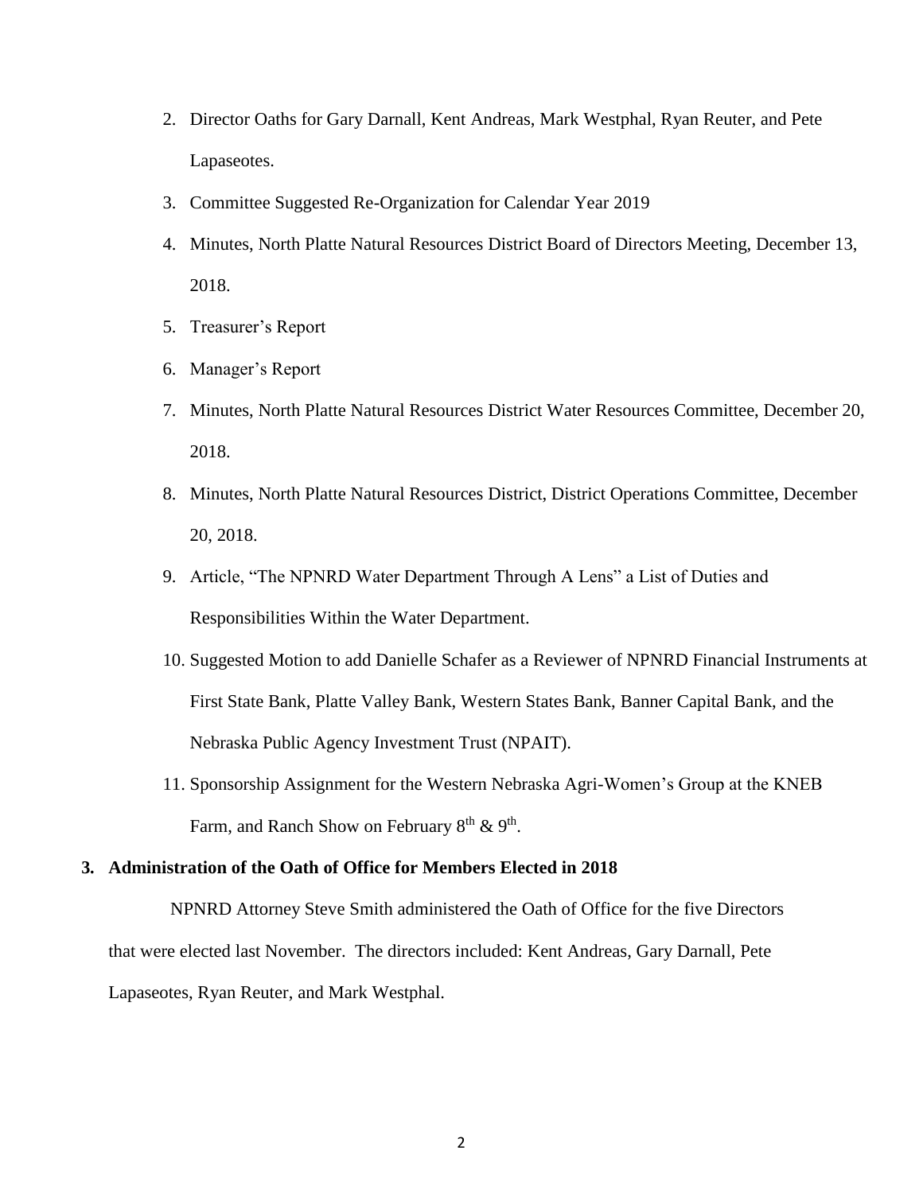2. Director Oaths for Gary Darnall, Kent Andreas, Mark Westphal, Ryan Reuter, and Pete Lapaseotes.
3. Committee Suggested Re-Organization for Calendar Year 2019
4. Minutes, North Platte Natural Resources District Board of Directors Meeting, December 13, 2018.
5. Treasurer's Report
6. Manager's Report
7. Minutes, North Platte Natural Resources District Water Resources Committee, December 20, 2018.
8. Minutes, North Platte Natural Resources District, District Operations Committee, December 20, 2018.
9. Article, "The NPNRD Water Department Through A Lens" a List of Duties and Responsibilities Within the Water Department.
10. Suggested Motion to add Danielle Schafer as a Reviewer of NPNRD Financial Instruments at First State Bank, Platte Valley Bank, Western States Bank, Banner Capital Bank, and the Nebraska Public Agency Investment Trust (NPAIT).
11. Sponsorship Assignment for the Western Nebraska Agri-Women's Group at the KNEB Farm, and Ranch Show on February 8th & 9th.

**3. Administration of the Oath of Office for Members Elected in 2018**

NPNRD Attorney Steve Smith administered the Oath of Office for the five Directors that were elected last November. The directors included: Kent Andreas, Gary Darnall, Pete Lapaseotes, Ryan Reuter, and Mark Westphal.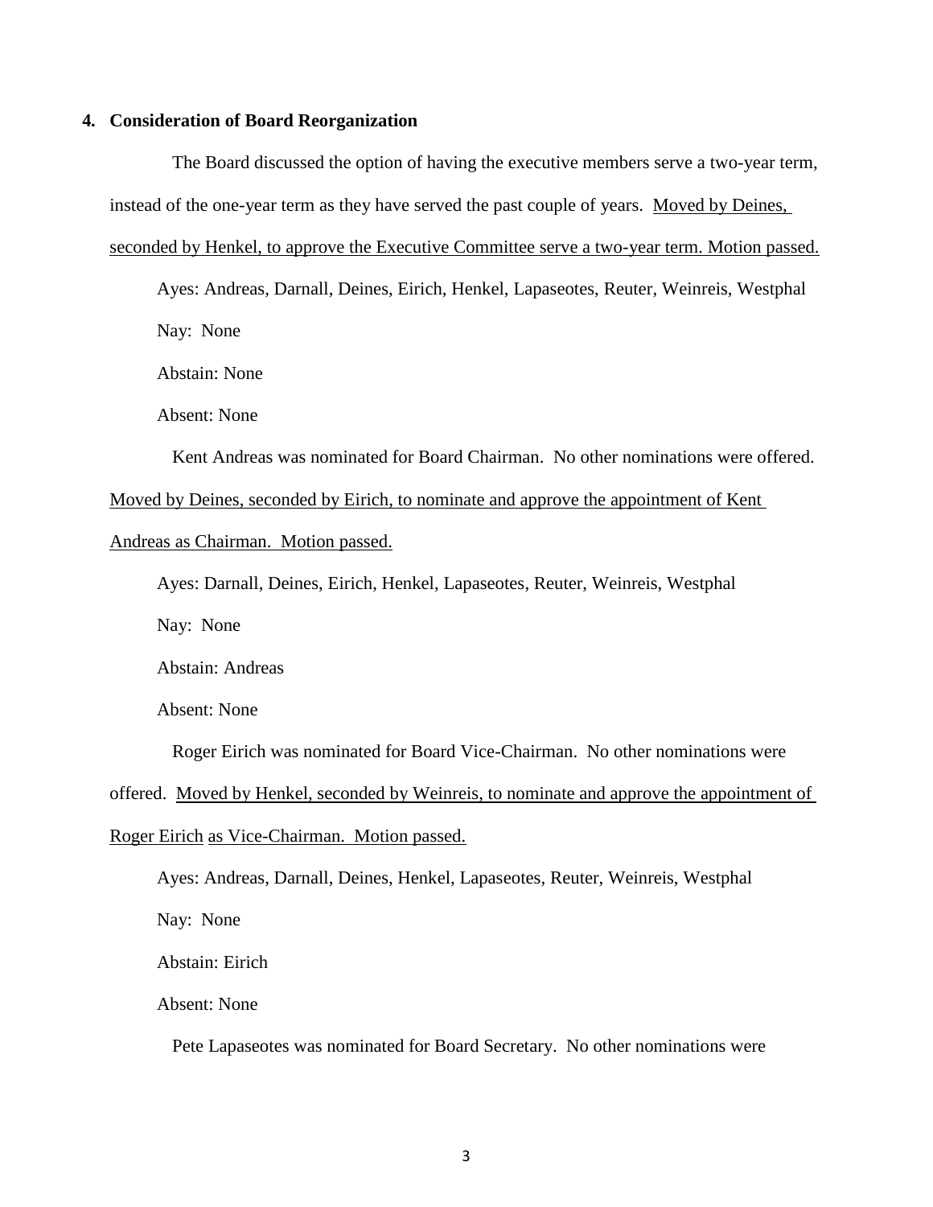**4. Consideration of Board Reorganization**

The Board discussed the option of having the executive members serve a two-year term, instead of the one-year term as they have served the past couple of years. Moved by Deines, seconded by Henkel, to approve the Executive Committee serve a two-year term. Motion passed.

Ayes: Andreas, Darnall, Deines, Eirich, Henkel, Lapaseotes, Reuter, Weinreis, Westphal

Nay: None

Abstain: None

Absent: None

Kent Andreas was nominated for Board Chairman. No other nominations were offered. Moved by Deines, seconded by Eirich, to nominate and approve the appointment of Kent Andreas as Chairman. Motion passed.

Ayes: Darnall, Deines, Eirich, Henkel, Lapaseotes, Reuter, Weinreis, Westphal

Nay: None

Abstain: Andreas

Absent: None

Roger Eirich was nominated for Board Vice-Chairman. No other nominations were offered. Moved by Henkel, seconded by Weinreis, to nominate and approve the appointment of Roger Eirich as Vice-Chairman. Motion passed.

Ayes: Andreas, Darnall, Deines, Henkel, Lapaseotes, Reuter, Weinreis, Westphal

Nay: None

Abstain: Eirich

Absent: None

Pete Lapaseotes was nominated for Board Secretary. No other nominations were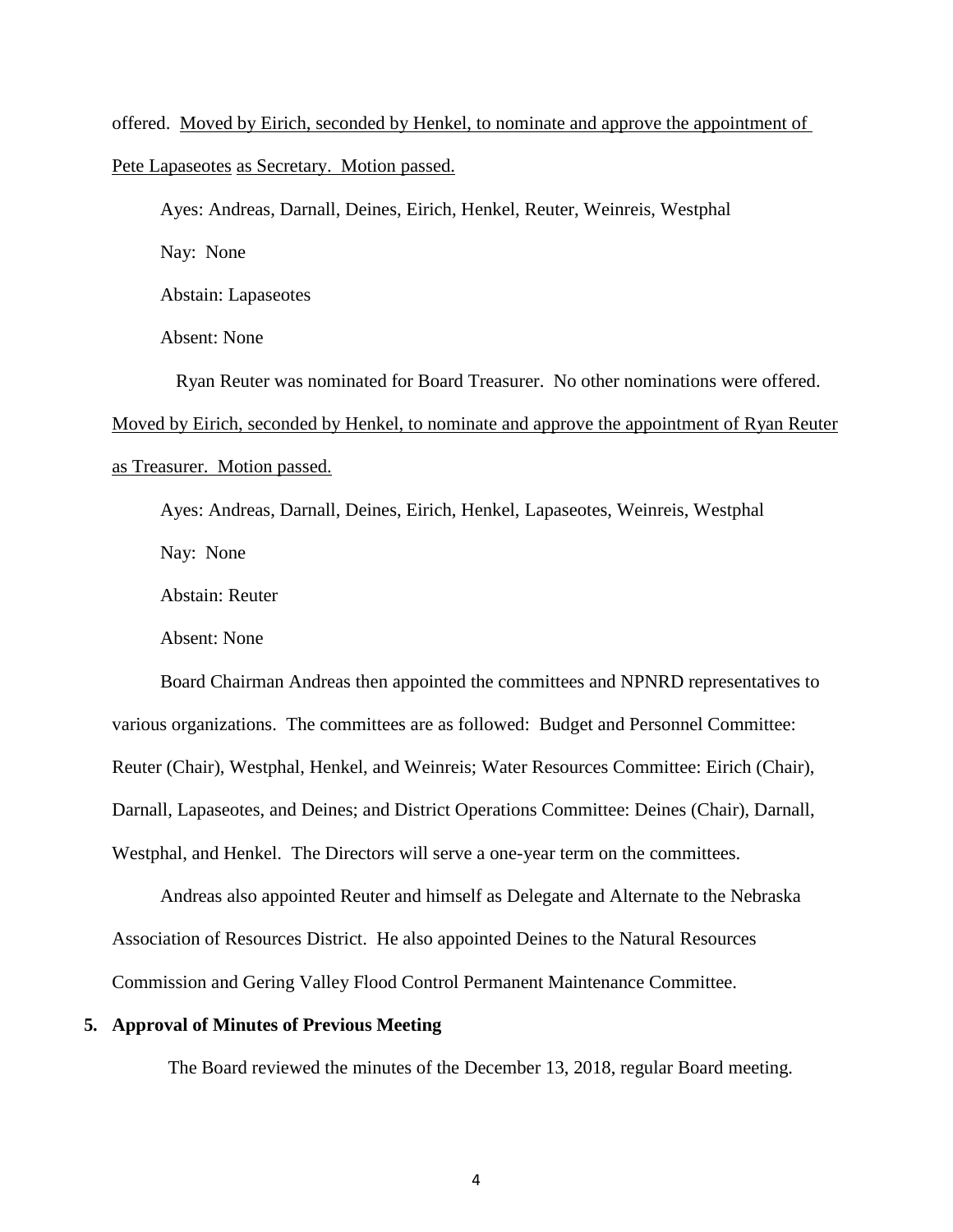offered. Moved by Eirich, seconded by Henkel, to nominate and approve the appointment of Pete Lapaseotes as Secretary. Motion passed.

Ayes: Andreas, Darnall, Deines, Eirich, Henkel, Reuter, Weinreis, Westphal

Nay: None

Abstain: Lapaseotes

Absent: None

Ryan Reuter was nominated for Board Treasurer. No other nominations were offered. Moved by Eirich, seconded by Henkel, to nominate and approve the appointment of Ryan Reuter as Treasurer. Motion passed.

Ayes: Andreas, Darnall, Deines, Eirich, Henkel, Lapaseotes, Weinreis, Westphal

Nay: None

Abstain: Reuter

Absent: None

Board Chairman Andreas then appointed the committees and NPNRD representatives to various organizations. The committees are as followed: Budget and Personnel Committee: Reuter (Chair), Westphal, Henkel, and Weinreis; Water Resources Committee: Eirich (Chair), Darnall, Lapaseotes, and Deines; and District Operations Committee: Deines (Chair), Darnall, Westphal, and Henkel. The Directors will serve a one-year term on the committees.

Andreas also appointed Reuter and himself as Delegate and Alternate to the Nebraska Association of Resources District. He also appointed Deines to the Natural Resources Commission and Gering Valley Flood Control Permanent Maintenance Committee.

**5. Approval of Minutes of Previous Meeting**

The Board reviewed the minutes of the December 13, 2018, regular Board meeting.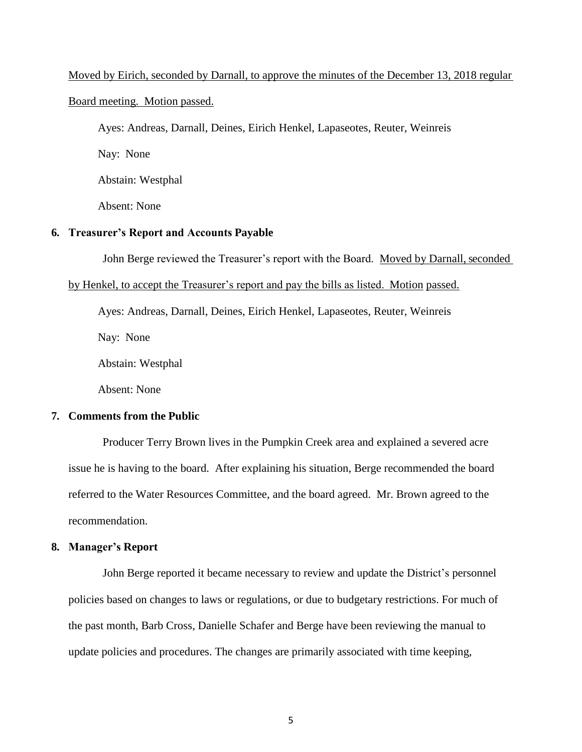Moved by Eirich, seconded by Darnall, to approve the minutes of the December 13, 2018 regular Board meeting. Motion passed.

Ayes: Andreas, Darnall, Deines, Eirich Henkel, Lapaseotes, Reuter, Weinreis

Nay: None

Abstain: Westphal

Absent: None

**6. Treasurer's Report and Accounts Payable**

John Berge reviewed the Treasurer's report with the Board. Moved by Darnall, seconded by Henkel, to accept the Treasurer's report and pay the bills as listed. Motion passed.

Ayes: Andreas, Darnall, Deines, Eirich Henkel, Lapaseotes, Reuter, Weinreis

Nay: None

Abstain: Westphal

Absent: None

**7. Comments from the Public**

Producer Terry Brown lives in the Pumpkin Creek area and explained a severed acre issue he is having to the board. After explaining his situation, Berge recommended the board referred to the Water Resources Committee, and the board agreed. Mr. Brown agreed to the recommendation.

**8. Manager's Report**

John Berge reported it became necessary to review and update the District's personnel policies based on changes to laws or regulations, or due to budgetary restrictions. For much of the past month, Barb Cross, Danielle Schafer and Berge have been reviewing the manual to update policies and procedures. The changes are primarily associated with time keeping,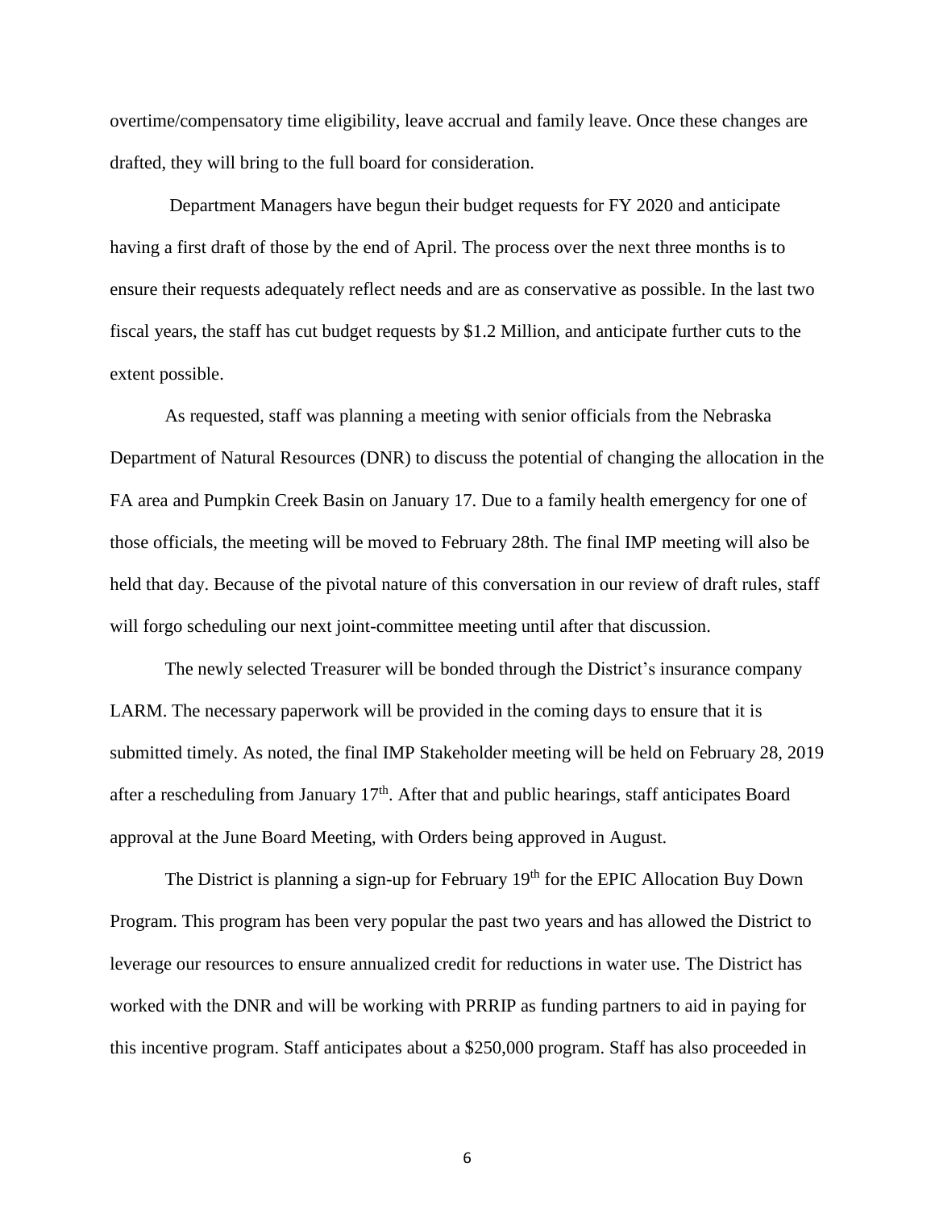overtime/compensatory time eligibility, leave accrual and family leave. Once these changes are drafted, they will bring to the full board for consideration.

Department Managers have begun their budget requests for FY 2020 and anticipate having a first draft of those by the end of April. The process over the next three months is to ensure their requests adequately reflect needs and are as conservative as possible. In the last two fiscal years, the staff has cut budget requests by $1.2 Million, and anticipate further cuts to the extent possible.

As requested, staff was planning a meeting with senior officials from the Nebraska Department of Natural Resources (DNR) to discuss the potential of changing the allocation in the FA area and Pumpkin Creek Basin on January 17. Due to a family health emergency for one of those officials, the meeting will be moved to February 28th. The final IMP meeting will also be held that day. Because of the pivotal nature of this conversation in our review of draft rules, staff will forgo scheduling our next joint-committee meeting until after that discussion.

The newly selected Treasurer will be bonded through the District's insurance company LARM. The necessary paperwork will be provided in the coming days to ensure that it is submitted timely. As noted, the final IMP Stakeholder meeting will be held on February 28, 2019 after a rescheduling from January 17th. After that and public hearings, staff anticipates Board approval at the June Board Meeting, with Orders being approved in August.

The District is planning a sign-up for February 19th for the EPIC Allocation Buy Down Program. This program has been very popular the past two years and has allowed the District to leverage our resources to ensure annualized credit for reductions in water use. The District has worked with the DNR and will be working with PRRIP as funding partners to aid in paying for this incentive program. Staff anticipates about a $250,000 program. Staff has also proceeded in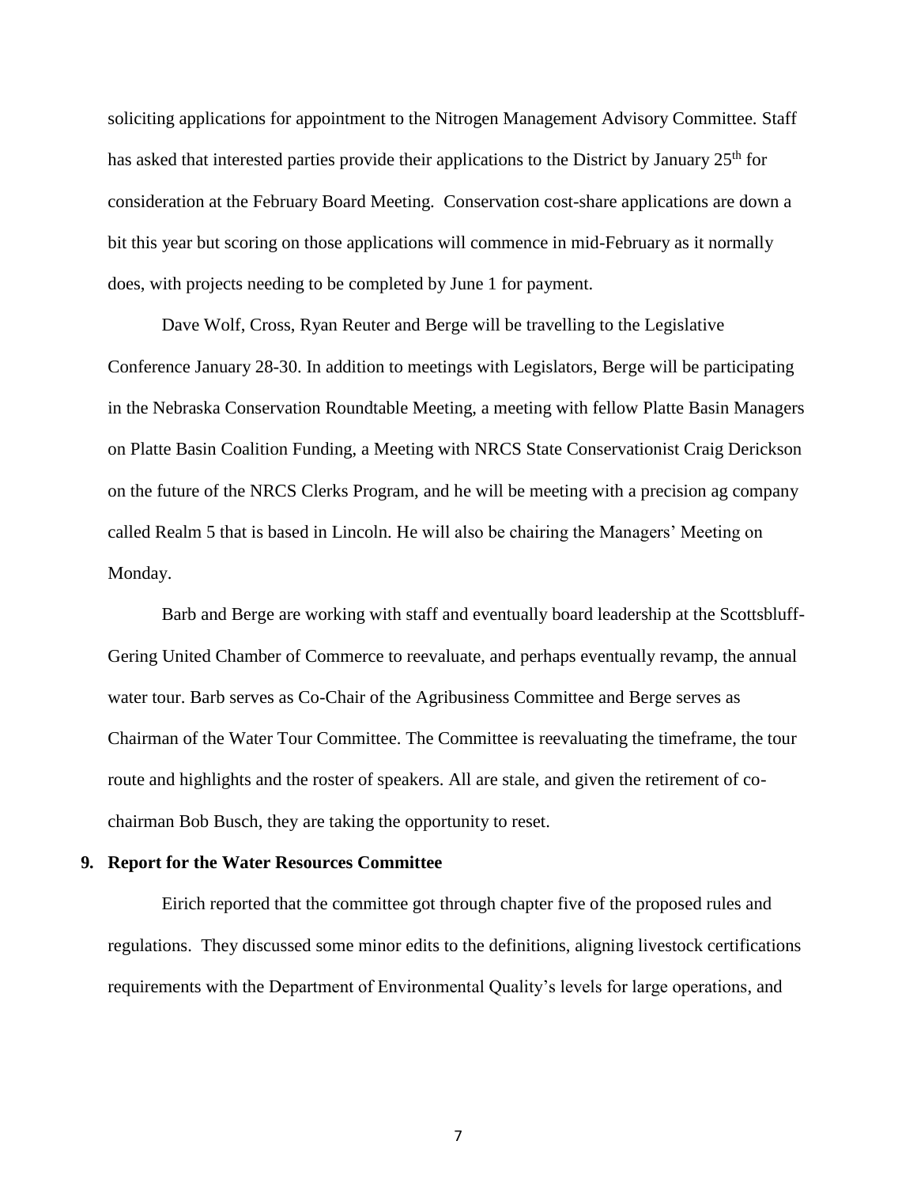soliciting applications for appointment to the Nitrogen Management Advisory Committee. Staff has asked that interested parties provide their applications to the District by January 25th for consideration at the February Board Meeting. Conservation cost-share applications are down a bit this year but scoring on those applications will commence in mid-February as it normally does, with projects needing to be completed by June 1 for payment.

Dave Wolf, Cross, Ryan Reuter and Berge will be travelling to the Legislative Conference January 28-30. In addition to meetings with Legislators, Berge will be participating in the Nebraska Conservation Roundtable Meeting, a meeting with fellow Platte Basin Managers on Platte Basin Coalition Funding, a Meeting with NRCS State Conservationist Craig Derickson on the future of the NRCS Clerks Program, and he will be meeting with a precision ag company called Realm 5 that is based in Lincoln. He will also be chairing the Managers' Meeting on Monday.

Barb and Berge are working with staff and eventually board leadership at the Scottsbluff-Gering United Chamber of Commerce to reevaluate, and perhaps eventually revamp, the annual water tour. Barb serves as Co-Chair of the Agribusiness Committee and Berge serves as Chairman of the Water Tour Committee. The Committee is reevaluating the timeframe, the tour route and highlights and the roster of speakers. All are stale, and given the retirement of co-chairman Bob Busch, they are taking the opportunity to reset.

**9. Report for the Water Resources Committee**

Eirich reported that the committee got through chapter five of the proposed rules and regulations. They discussed some minor edits to the definitions, aligning livestock certifications requirements with the Department of Environmental Quality's levels for large operations, and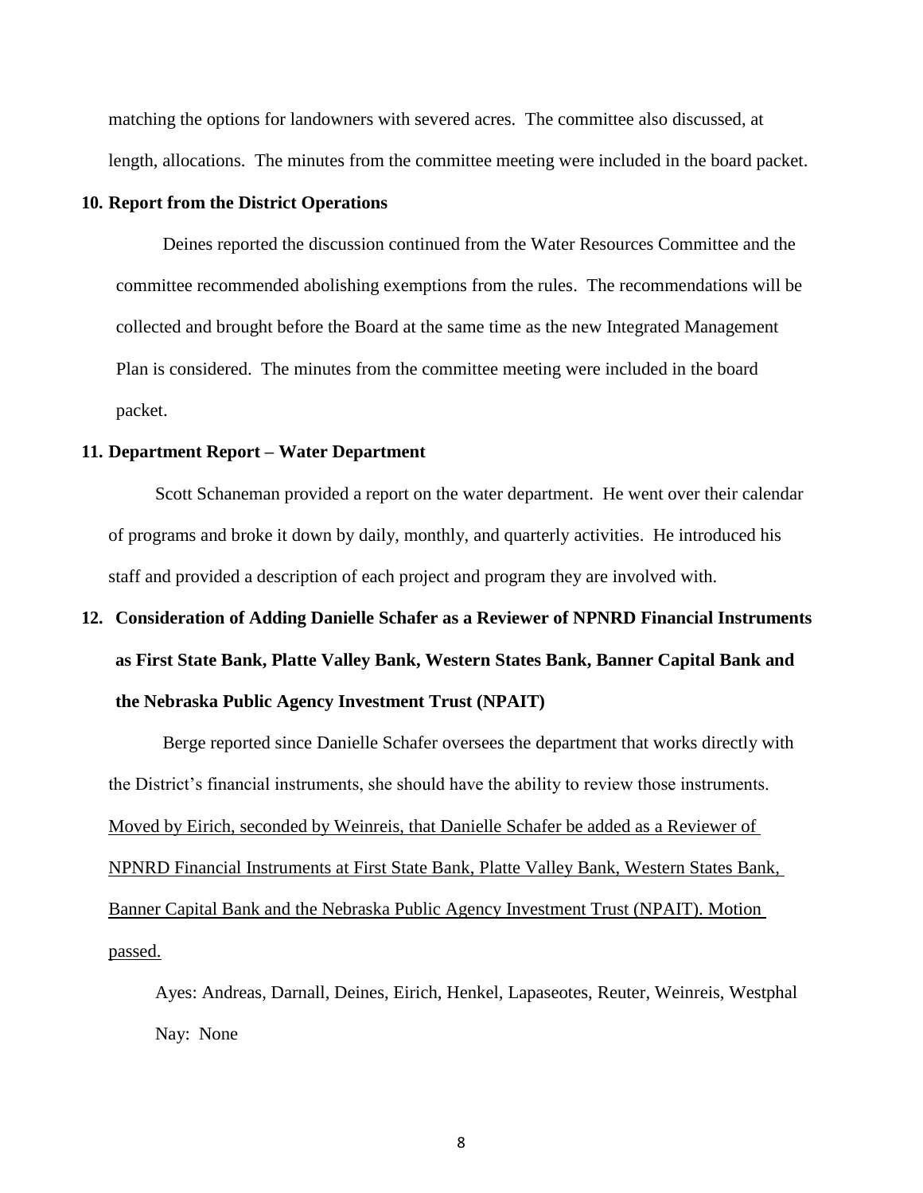matching the options for landowners with severed acres. The committee also discussed, at length, allocations. The minutes from the committee meeting were included in the board packet.

**10. Report from the District Operations**

Deines reported the discussion continued from the Water Resources Committee and the committee recommended abolishing exemptions from the rules. The recommendations will be collected and brought before the Board at the same time as the new Integrated Management Plan is considered. The minutes from the committee meeting were included in the board packet.

**11. Department Report – Water Department**

Scott Schaneman provided a report on the water department. He went over their calendar of programs and broke it down by daily, monthly, and quarterly activities. He introduced his staff and provided a description of each project and program they are involved with.

**12. Consideration of Adding Danielle Schafer as a Reviewer of NPNRD Financial Instruments as First State Bank, Platte Valley Bank, Western States Bank, Banner Capital Bank and the Nebraska Public Agency Investment Trust (NPAIT)**

Berge reported since Danielle Schafer oversees the department that works directly with the District's financial instruments, she should have the ability to review those instruments. Moved by Eirich, seconded by Weinreis, that Danielle Schafer be added as a Reviewer of NPNRD Financial Instruments at First State Bank, Platte Valley Bank, Western States Bank, Banner Capital Bank and the Nebraska Public Agency Investment Trust (NPAIT). Motion passed.

Ayes: Andreas, Darnall, Deines, Eirich, Henkel, Lapaseotes, Reuter, Weinreis, Westphal
Nay: None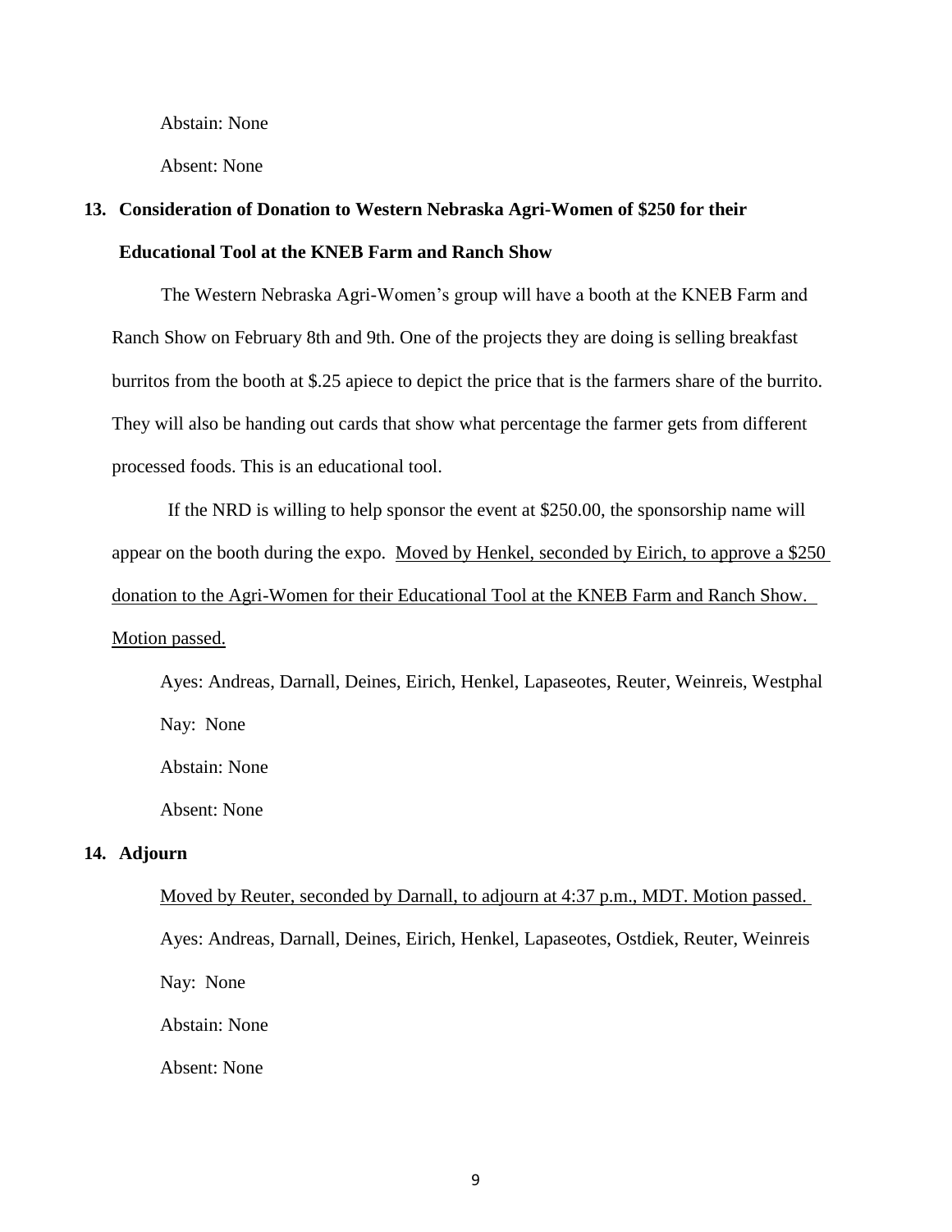Abstain: None

Absent: None

**13. Consideration of Donation to Western Nebraska Agri-Women of $250 for their Educational Tool at the KNEB Farm and Ranch Show**

The Western Nebraska Agri-Women's group will have a booth at the KNEB Farm and Ranch Show on February 8th and 9th. One of the projects they are doing is selling breakfast burritos from the booth at $.25 apiece to depict the price that is the farmers share of the burrito. They will also be handing out cards that show what percentage the farmer gets from different processed foods. This is an educational tool.

If the NRD is willing to help sponsor the event at $250.00, the sponsorship name will appear on the booth during the expo. Moved by Henkel, seconded by Eirich, to approve a $250 donation to the Agri-Women for their Educational Tool at the KNEB Farm and Ranch Show. Motion passed.

Ayes: Andreas, Darnall, Deines, Eirich, Henkel, Lapaseotes, Reuter, Weinreis, Westphal

Nay: None

Abstain: None

Absent: None

**14. Adjourn**

Moved by Reuter, seconded by Darnall, to adjourn at 4:37 p.m., MDT. Motion passed.

Ayes: Andreas, Darnall, Deines, Eirich, Henkel, Lapaseotes, Ostdiek, Reuter, Weinreis

Nay: None

Abstain: None

Absent: None